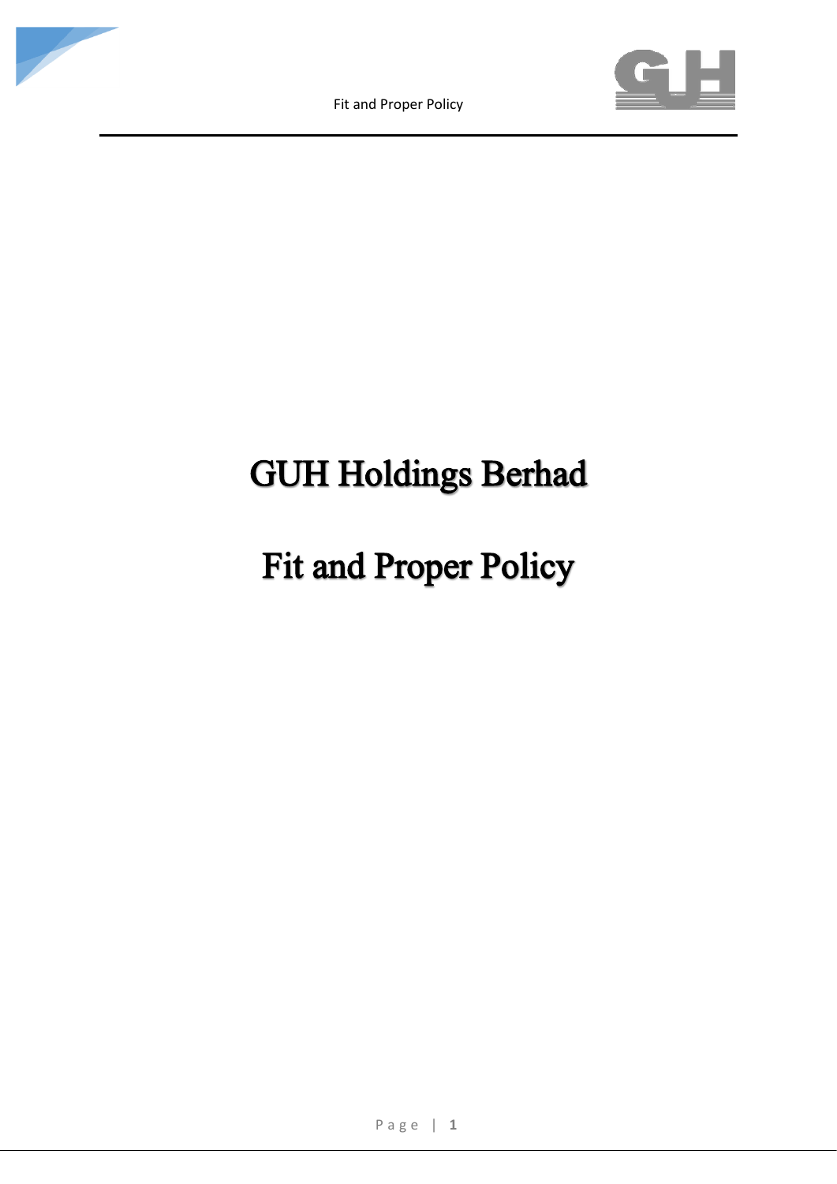# GUH Holdings Berhad

# Fit and Proper Policy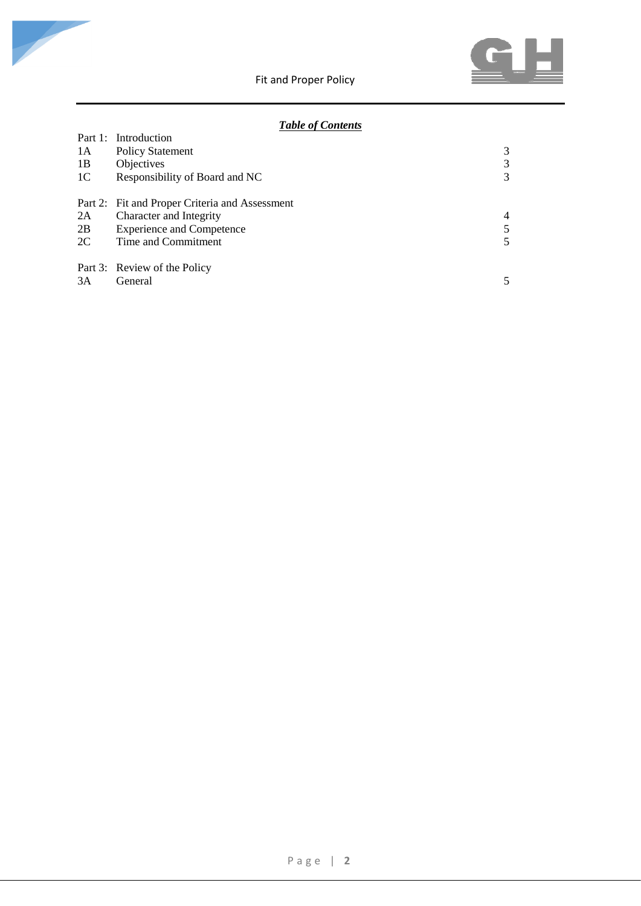***Table of Contents***

| | | |
|---|---|---|
| Part 1: | Introduction | |
| 1A | Policy Statement | 3 |
| 1B | Objectives | 3 |
| 1C | Responsibility of Board and NC | 3 |
| | | |
| Part 2: | Fit and Proper Criteria and Assessment | |
| 2A | Character and Integrity | 4 |
| 2B | Experience and Competence | 5 |
| 2C | Time and Commitment | 5 |
| | | |
| Part 3: | Review of the Policy | |
| 3A | General | 5 |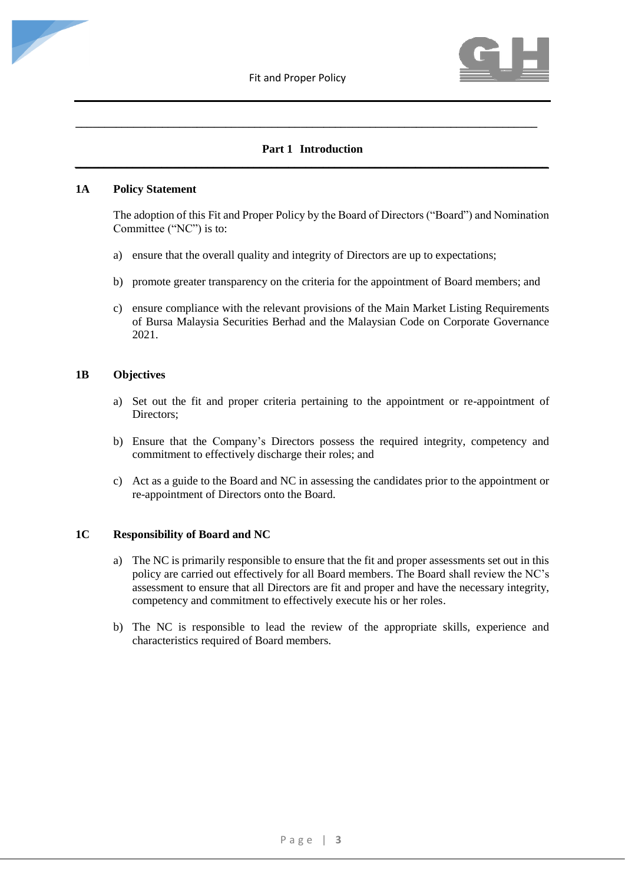## Part 1 Introduction

### 1A Policy Statement

The adoption of this Fit and Proper Policy by the Board of Directors ("Board") and Nomination Committee ("NC") is to:

a) ensure that the overall quality and integrity of Directors are up to expectations;

b) promote greater transparency on the criteria for the appointment of Board members; and

c) ensure compliance with the relevant provisions of the Main Market Listing Requirements of Bursa Malaysia Securities Berhad and the Malaysian Code on Corporate Governance 2021.

### 1B Objectives

a) Set out the fit and proper criteria pertaining to the appointment or re-appointment of Directors;

b) Ensure that the Company's Directors possess the required integrity, competency and commitment to effectively discharge their roles; and

c) Act as a guide to the Board and NC in assessing the candidates prior to the appointment or re-appointment of Directors onto the Board.

### 1C Responsibility of Board and NC

a) The NC is primarily responsible to ensure that the fit and proper assessments set out in this policy are carried out effectively for all Board members. The Board shall review the NC's assessment to ensure that all Directors are fit and proper and have the necessary integrity, competency and commitment to effectively execute his or her roles.

b) The NC is responsible to lead the review of the appropriate skills, experience and characteristics required of Board members.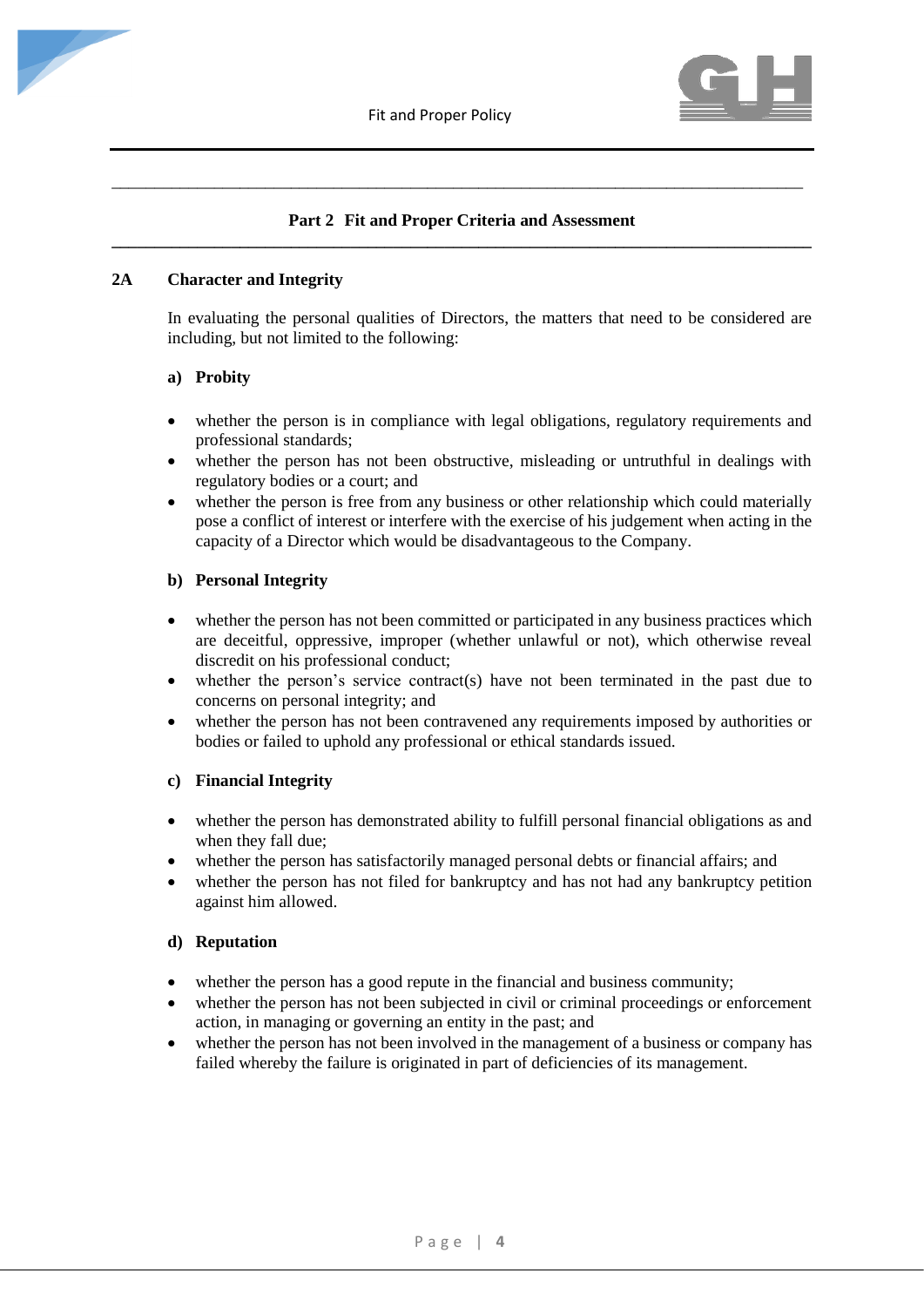## Part 2 Fit and Proper Criteria and Assessment

### 2A Character and Integrity

In evaluating the personal qualities of Directors, the matters that need to be considered are including, but not limited to the following:

#### a) Probity

- whether the person is in compliance with legal obligations, regulatory requirements and professional standards;
- whether the person has not been obstructive, misleading or untruthful in dealings with regulatory bodies or a court; and
- whether the person is free from any business or other relationship which could materially pose a conflict of interest or interfere with the exercise of his judgement when acting in the capacity of a Director which would be disadvantageous to the Company.

#### b) Personal Integrity

- whether the person has not been committed or participated in any business practices which are deceitful, oppressive, improper (whether unlawful or not), which otherwise reveal discredit on his professional conduct;
- whether the person's service contract(s) have not been terminated in the past due to concerns on personal integrity; and
- whether the person has not been contravened any requirements imposed by authorities or bodies or failed to uphold any professional or ethical standards issued.

#### c) Financial Integrity

- whether the person has demonstrated ability to fulfill personal financial obligations as and when they fall due;
- whether the person has satisfactorily managed personal debts or financial affairs; and
- whether the person has not filed for bankruptcy and has not had any bankruptcy petition against him allowed.

#### d) Reputation

- whether the person has a good repute in the financial and business community;
- whether the person has not been subjected in civil or criminal proceedings or enforcement action, in managing or governing an entity in the past; and
- whether the person has not been involved in the management of a business or company has failed whereby the failure is originated in part of deficiencies of its management.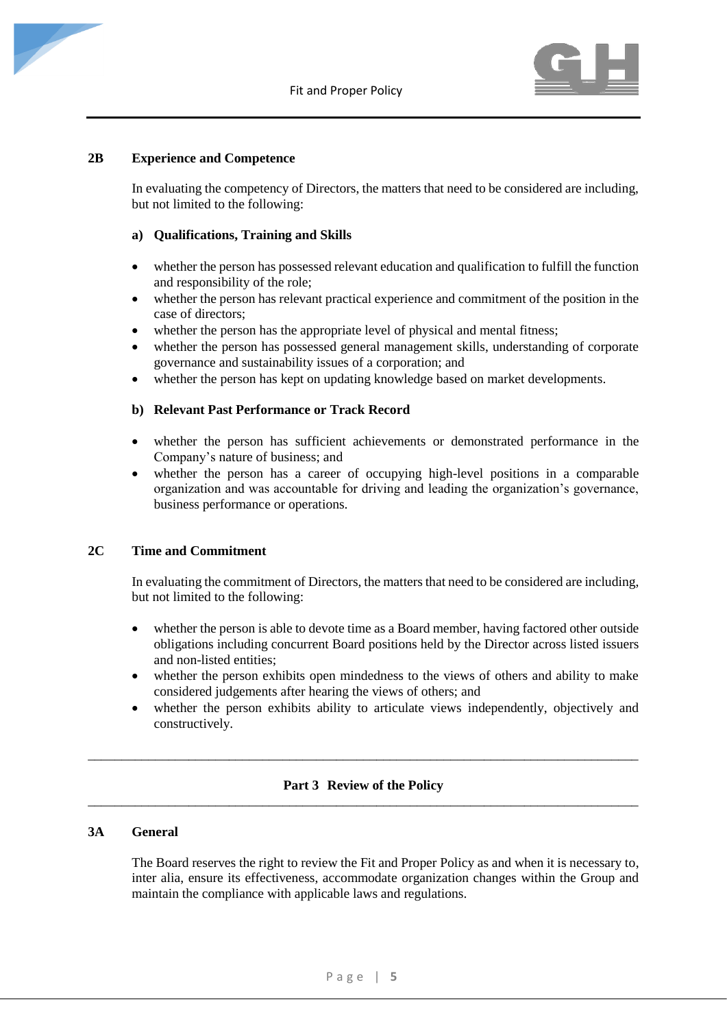### 2B Experience and Competence

In evaluating the competency of Directors, the matters that need to be considered are including, but not limited to the following:

**a) Qualifications, Training and Skills**

- whether the person has possessed relevant education and qualification to fulfill the function and responsibility of the role;
- whether the person has relevant practical experience and commitment of the position in the case of directors;
- whether the person has the appropriate level of physical and mental fitness;
- whether the person has possessed general management skills, understanding of corporate governance and sustainability issues of a corporation; and
- whether the person has kept on updating knowledge based on market developments.

**b) Relevant Past Performance or Track Record**

- whether the person has sufficient achievements or demonstrated performance in the Company's nature of business; and
- whether the person has a career of occupying high-level positions in a comparable organization and was accountable for driving and leading the organization's governance, business performance or operations.

### 2C Time and Commitment

In evaluating the commitment of Directors, the matters that need to be considered are including, but not limited to the following:

- whether the person is able to devote time as a Board member, having factored other outside obligations including concurrent Board positions held by the Director across listed issuers and non-listed entities;
- whether the person exhibits open mindedness to the views of others and ability to make considered judgements after hearing the views of others; and
- whether the person exhibits ability to articulate views independently, objectively and constructively.

---

## Part 3 Review of the Policy

---

### 3A General

The Board reserves the right to review the Fit and Proper Policy as and when it is necessary to, inter alia, ensure its effectiveness, accommodate organization changes within the Group and maintain the compliance with applicable laws and regulations.